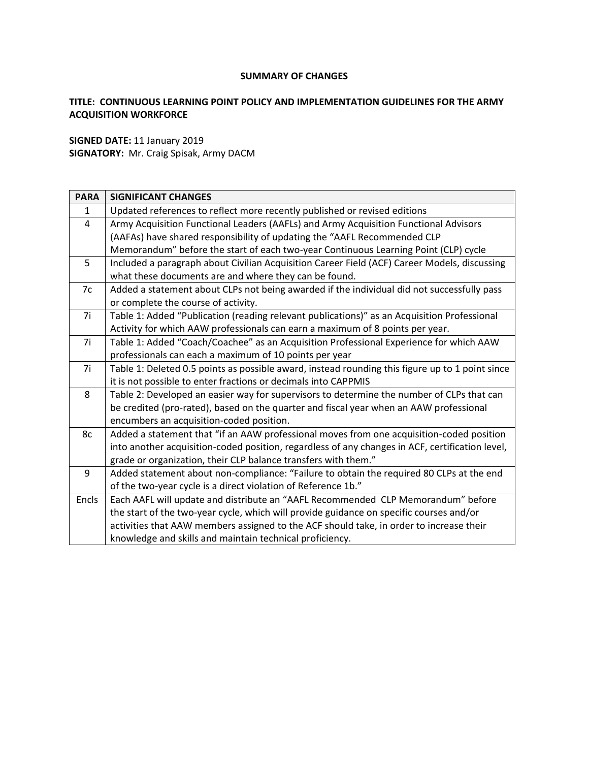# SUMMARY OF CHANGES

**TITLE: CONTINUOUS LEARNING POINT POLICY AND IMPLEMENTATION GUIDELINES FOR THE ARMY ACQUISITION WORKFORCE**

**SIGNED DATE:** 11 January 2019
**SIGNATORY:** Mr. Craig Spisak, Army DACM

| PARA | SIGNIFICANT CHANGES |
|---|---|
| 1 | Updated references to reflect more recently published or revised editions |
| 4 | Army Acquisition Functional Leaders (AAFLs) and Army Acquisition Functional Advisors (AAFAs) have shared responsibility of updating the "AAFL Recommended CLP Memorandum" before the start of each two-year Continuous Learning Point (CLP) cycle |
| 5 | Included a paragraph about Civilian Acquisition Career Field (ACF) Career Models, discussing what these documents are and where they can be found. |
| 7c | Added a statement about CLPs not being awarded if the individual did not successfully pass or complete the course of activity. |
| 7i | Table 1: Added "Publication (reading relevant publications)" as an Acquisition Professional Activity for which AAW professionals can earn a maximum of 8 points per year. |
| 7i | Table 1: Added "Coach/Coachee" as an Acquisition Professional Experience for which AAW professionals can each a maximum of 10 points per year |
| 7i | Table 1: Deleted 0.5 points as possible award, instead rounding this figure up to 1 point since it is not possible to enter fractions or decimals into CAPPMIS |
| 8 | Table 2: Developed an easier way for supervisors to determine the number of CLPs that can be credited (pro-rated), based on the quarter and fiscal year when an AAW professional encumbers an acquisition-coded position. |
| 8c | Added a statement that "if an AAW professional moves from one acquisition-coded position into another acquisition-coded position, regardless of any changes in ACF, certification level, grade or organization, their CLP balance transfers with them." |
| 9 | Added statement about non-compliance: "Failure to obtain the required 80 CLPs at the end of the two-year cycle is a direct violation of Reference 1b." |
| Encls | Each AAFL will update and distribute an "AAFL Recommended CLP Memorandum" before the start of the two-year cycle, which will provide guidance on specific courses and/or activities that AAW members assigned to the ACF should take, in order to increase their knowledge and skills and maintain technical proficiency. |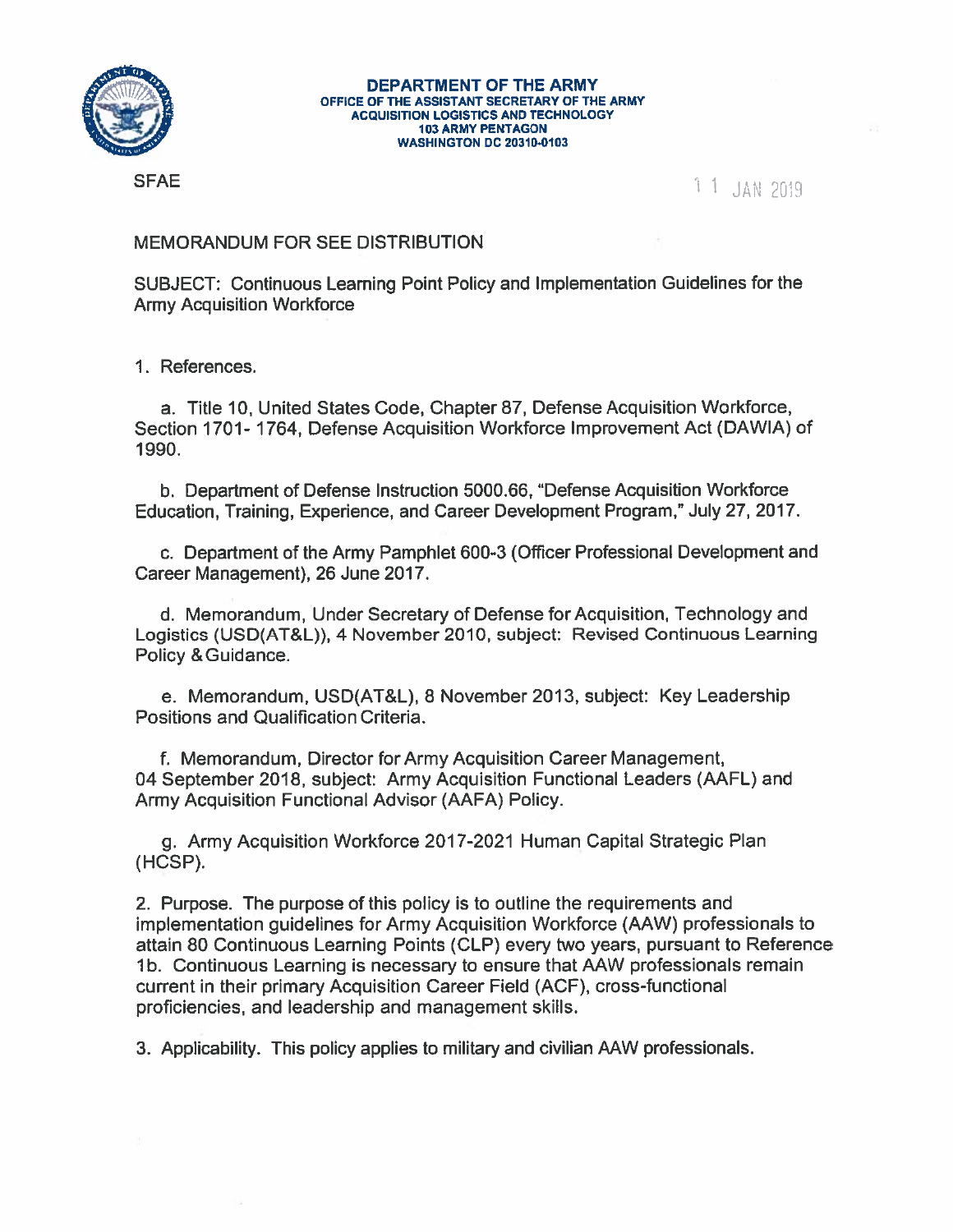**DEPARTMENT OF THE ARMY**
**OFFICE OF THE ASSISTANT SECRETARY OF THE ARMY**
**ACQUISITION LOGISTICS AND TECHNOLOGY**
**103 ARMY PENTAGON**
**WASHINGTON DC 20310-0103**

SFAE

11 JAN 2019

MEMORANDUM FOR SEE DISTRIBUTION

SUBJECT: Continuous Learning Point Policy and Implementation Guidelines for the Army Acquisition Workforce

1. References.

   a. Title 10, United States Code, Chapter 87, Defense Acquisition Workforce, Section 1701- 1764, Defense Acquisition Workforce Improvement Act (DAWIA) of 1990.

   b. Department of Defense Instruction 5000.66, "Defense Acquisition Workforce Education, Training, Experience, and Career Development Program," July 27, 2017.

   c. Department of the Army Pamphlet 600-3 (Officer Professional Development and Career Management), 26 June 2017.

   d. Memorandum, Under Secretary of Defense for Acquisition, Technology and Logistics (USD(AT&L)), 4 November 2010, subject: Revised Continuous Learning Policy & Guidance.

   e. Memorandum, USD(AT&L), 8 November 2013, subject: Key Leadership Positions and Qualification Criteria.

   f. Memorandum, Director for Army Acquisition Career Management, 04 September 2018, subject: Army Acquisition Functional Leaders (AAFL) and Army Acquisition Functional Advisor (AAFA) Policy.

   g. Army Acquisition Workforce 2017-2021 Human Capital Strategic Plan (HCSP).

2. Purpose. The purpose of this policy is to outline the requirements and implementation guidelines for Army Acquisition Workforce (AAW) professionals to attain 80 Continuous Learning Points (CLP) every two years, pursuant to Reference 1b. Continuous Learning is necessary to ensure that AAW professionals remain current in their primary Acquisition Career Field (ACF), cross-functional proficiencies, and leadership and management skills.

3. Applicability. This policy applies to military and civilian AAW professionals.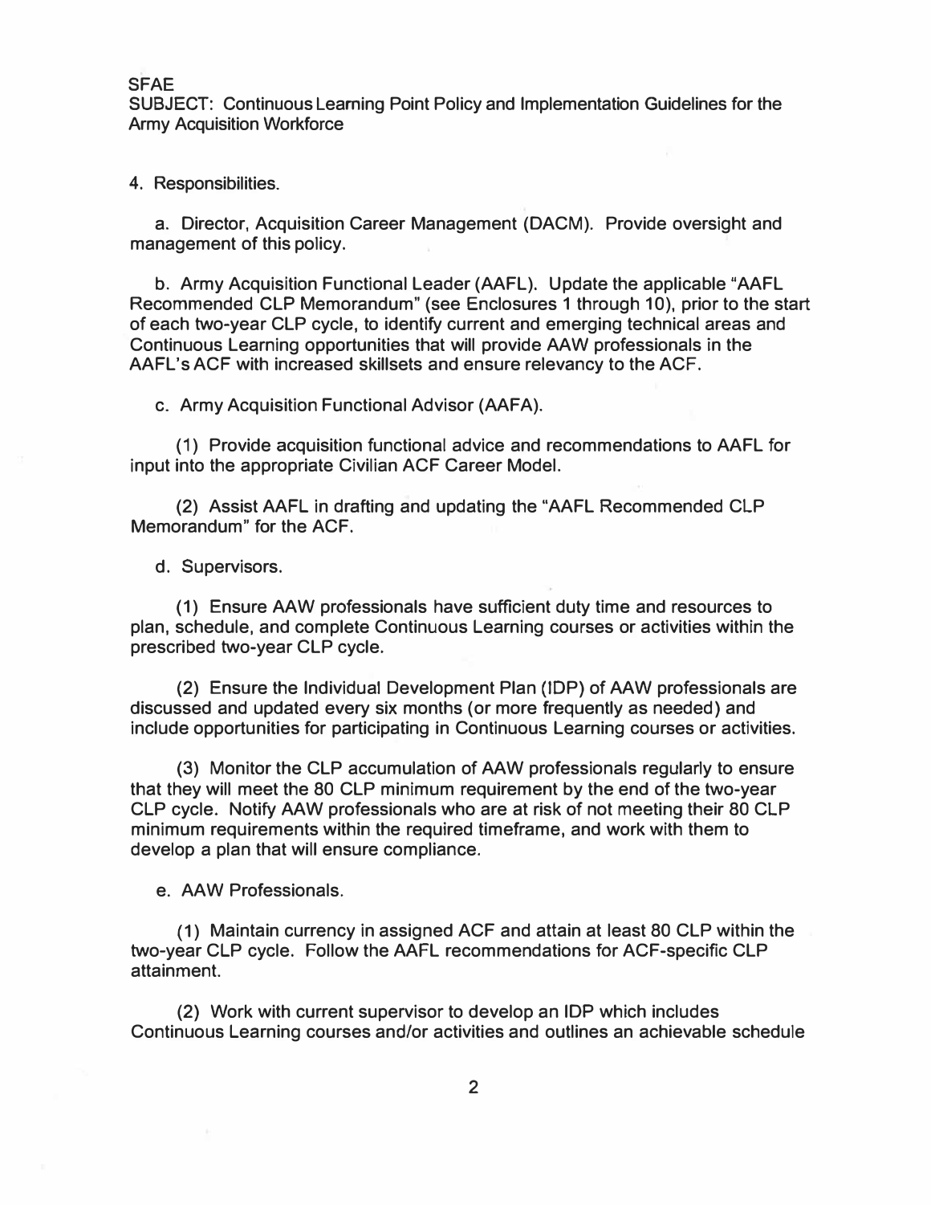SFAE
SUBJECT: Continuous Learning Point Policy and Implementation Guidelines for the Army Acquisition Workforce

4. Responsibilities.

a. Director, Acquisition Career Management (DACM). Provide oversight and management of this policy.

b. Army Acquisition Functional Leader (AAFL). Update the applicable "AAFL Recommended CLP Memorandum" (see Enclosures 1 through 10), prior to the start of each two-year CLP cycle, to identify current and emerging technical areas and Continuous Learning opportunities that will provide AAW professionals in the AAFL's ACF with increased skillsets and ensure relevancy to the ACF.

c. Army Acquisition Functional Advisor (AAFA).

(1) Provide acquisition functional advice and recommendations to AAFL for input into the appropriate Civilian ACF Career Model.

(2) Assist AAFL in drafting and updating the "AAFL Recommended CLP Memorandum" for the ACF.

d. Supervisors.

(1) Ensure AAW professionals have sufficient duty time and resources to plan, schedule, and complete Continuous Learning courses or activities within the prescribed two-year CLP cycle.

(2) Ensure the Individual Development Plan (IDP) of AAW professionals are discussed and updated every six months (or more frequently as needed) and include opportunities for participating in Continuous Learning courses or activities.

(3) Monitor the CLP accumulation of AAW professionals regularly to ensure that they will meet the 80 CLP minimum requirement by the end of the two-year CLP cycle. Notify AAW professionals who are at risk of not meeting their 80 CLP minimum requirements within the required timeframe, and work with them to develop a plan that will ensure compliance.

e. AAW Professionals.

(1) Maintain currency in assigned ACF and attain at least 80 CLP within the two-year CLP cycle. Follow the AAFL recommendations for ACF-specific CLP attainment.

(2) Work with current supervisor to develop an IDP which includes Continuous Learning courses and/or activities and outlines an achievable schedule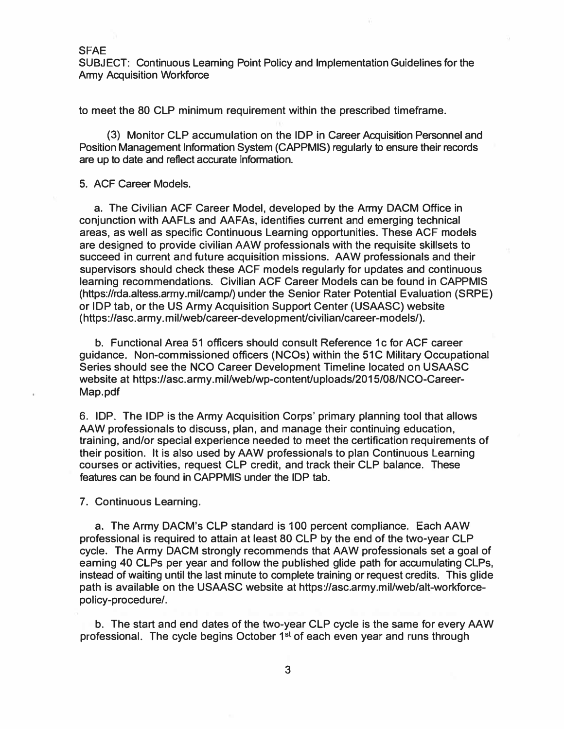to meet the 80 CLP minimum requirement within the prescribed timeframe.

(3) Monitor CLP accumulation on the IDP in Career Acquisition Personnel and Position Management Information System (CAPPMIS) regularly to ensure their records are up to date and reflect accurate information.

5. ACF Career Models.

a. The Civilian ACF Career Model, developed by the Army DACM Office in conjunction with AAFLs and AAFAs, identifies current and emerging technical areas, as well as specific Continuous Learning opportunities. These ACF models are designed to provide civilian AAW professionals with the requisite skillsets to succeed in current and future acquisition missions. AAW professionals and their supervisors should check these ACF models regularly for updates and continuous learning recommendations. Civilian ACF Career Models can be found in CAPPMIS (https://rda.altess.army.mil/camp/) under the Senior Rater Potential Evaluation (SRPE) or IDP tab, or the US Army Acquisition Support Center (USAASC) website (https://asc.army.mil/web/career-development/civilian/career-models/).

b. Functional Area 51 officers should consult Reference 1c for ACF career guidance. Non-commissioned officers (NCOs) within the 51C Military Occupational Series should see the NCO Career Development Timeline located on USAASC website at https://asc.army.mil/web/wp-content/uploads/2015/08/NCO-Career-Map.pdf

6. IDP. The IDP is the Army Acquisition Corps' primary planning tool that allows AAW professionals to discuss, plan, and manage their continuing education, training, and/or special experience needed to meet the certification requirements of their position. It is also used by AAW professionals to plan Continuous Learning courses or activities, request CLP credit, and track their CLP balance. These features can be found in CAPPMIS under the IDP tab.

7. Continuous Learning.

a. The Army DACM's CLP standard is 100 percent compliance. Each AAW professional is required to attain at least 80 CLP by the end of the two-year CLP cycle. The Army DACM strongly recommends that AAW professionals set a goal of earning 40 CLPs per year and follow the published glide path for accumulating CLPs, instead of waiting until the last minute to complete training or request credits. This glide path is available on the USAASC website at https://asc.army.mil/web/alt-workforce-policy-procedure/.

b. The start and end dates of the two-year CLP cycle is the same for every AAW professional. The cycle begins October 1st of each even year and runs through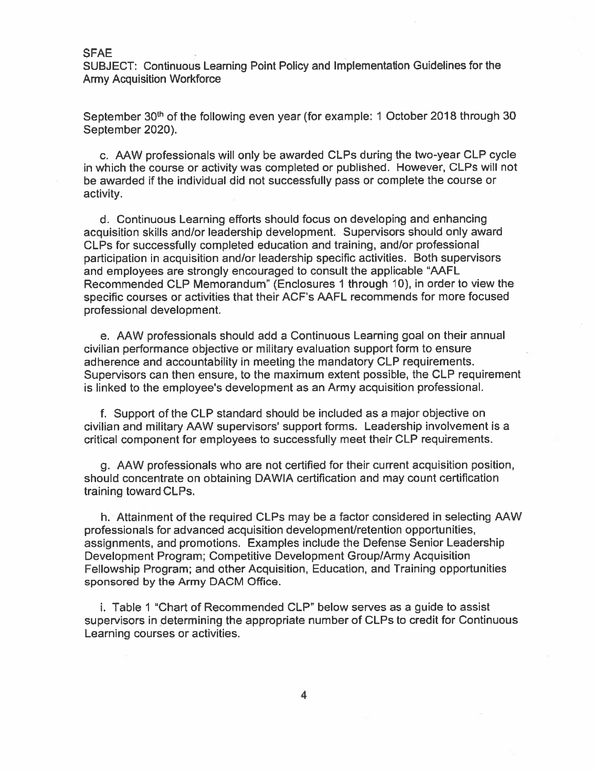September 30th of the following even year (for example: 1 October 2018 through 30 September 2020).

c. AAW professionals will only be awarded CLPs during the two-year CLP cycle in which the course or activity was completed or published. However, CLPs will not be awarded if the individual did not successfully pass or complete the course or activity.

d. Continuous Learning efforts should focus on developing and enhancing acquisition skills and/or leadership development. Supervisors should only award CLPs for successfully completed education and training, and/or professional participation in acquisition and/or leadership specific activities. Both supervisors and employees are strongly encouraged to consult the applicable "AAFL Recommended CLP Memorandum" (Enclosures 1 through 10), in order to view the specific courses or activities that their ACF's AAFL recommends for more focused professional development.

e. AAW professionals should add a Continuous Learning goal on their annual civilian performance objective or military evaluation support form to ensure adherence and accountability in meeting the mandatory CLP requirements. Supervisors can then ensure, to the maximum extent possible, the CLP requirement is linked to the employee's development as an Army acquisition professional.

f. Support of the CLP standard should be included as a major objective on civilian and military AAW supervisors' support forms. Leadership involvement is a critical component for employees to successfully meet their CLP requirements.

g. AAW professionals who are not certified for their current acquisition position, should concentrate on obtaining DAWIA certification and may count certification training toward CLPs.

h. Attainment of the required CLPs may be a factor considered in selecting AAW professionals for advanced acquisition development/retention opportunities, assignments, and promotions. Examples include the Defense Senior Leadership Development Program; Competitive Development Group/Army Acquisition Fellowship Program; and other Acquisition, Education, and Training opportunities sponsored by the Army DACM Office.

i. Table 1 "Chart of Recommended CLP" below serves as a guide to assist supervisors in determining the appropriate number of CLPs to credit for Continuous Learning courses or activities.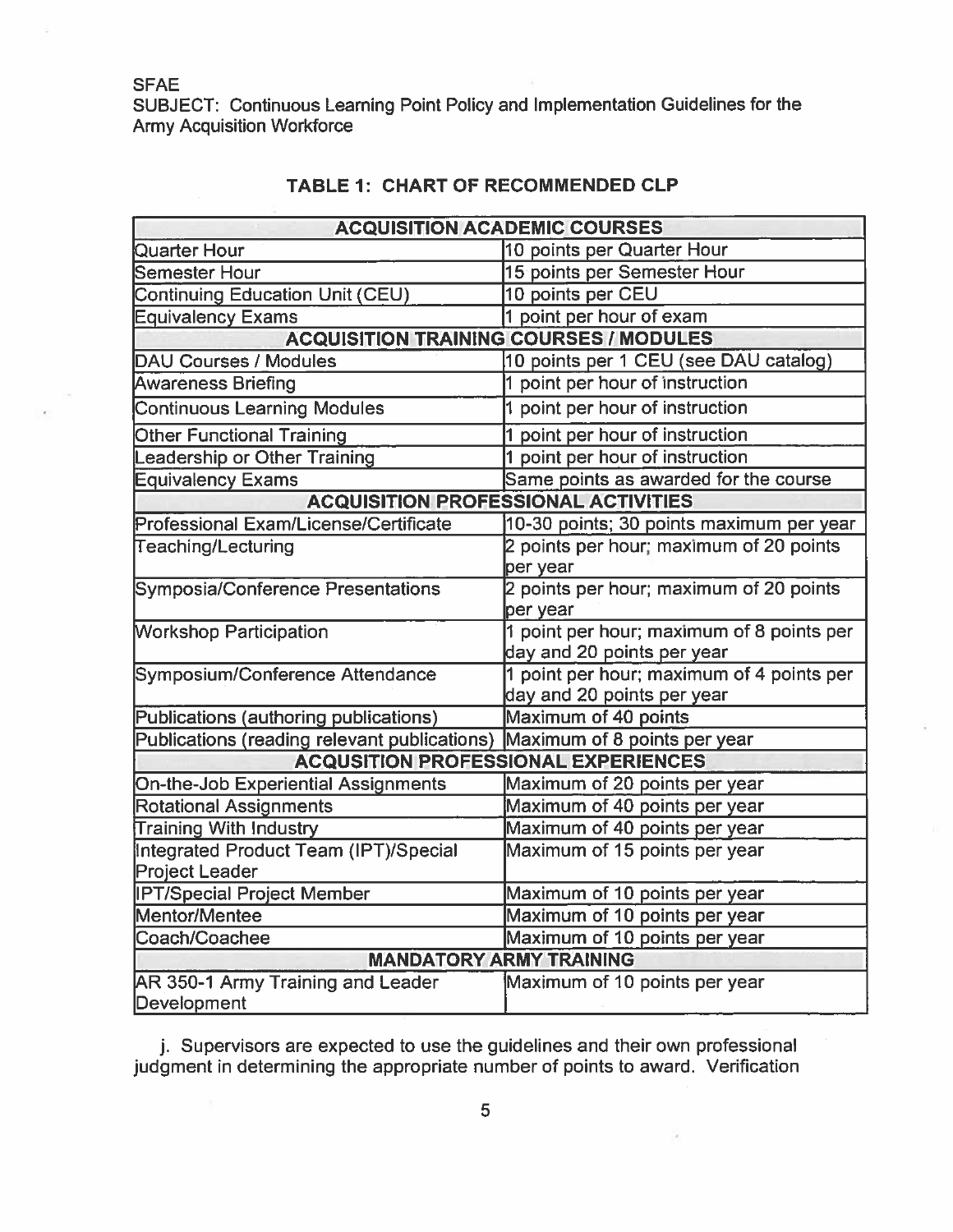**TABLE 1: CHART OF RECOMMENDED CLP**

| ACQUISITION ACADEMIC COURSES | |
|---|---|
| Quarter Hour | 10 points per Quarter Hour |
| Semester Hour | 15 points per Semester Hour |
| Continuing Education Unit (CEU) | 10 points per CEU |
| Equivalency Exams | 1 point per hour of exam |
| **ACQUISITION TRAINING COURSES / MODULES** | |
| DAU Courses / Modules | 10 points per 1 CEU (see DAU catalog) |
| Awareness Briefing | 1 point per hour of instruction |
| Continuous Learning Modules | 1 point per hour of instruction |
| Other Functional Training | 1 point per hour of instruction |
| Leadership or Other Training | 1 point per hour of instruction |
| Equivalency Exams | Same points as awarded for the course |
| **ACQUISITION PROFESSIONAL ACTIVITIES** | |
| Professional Exam/License/Certificate | 10-30 points; 30 points maximum per year |
| Teaching/Lecturing | 2 points per hour; maximum of 20 points per year |
| Symposia/Conference Presentations | 2 points per hour; maximum of 20 points per year |
| Workshop Participation | 1 point per hour; maximum of 8 points per day and 20 points per year |
| Symposium/Conference Attendance | 1 point per hour; maximum of 4 points per day and 20 points per year |
| Publications (authoring publications) | Maximum of 40 points |
| Publications (reading relevant publications) | Maximum of 8 points per year |
| **ACQUISITION PROFESSIONAL EXPERIENCES** | |
| On-the-Job Experiential Assignments | Maximum of 20 points per year |
| Rotational Assignments | Maximum of 40 points per year |
| Training With Industry | Maximum of 40 points per year |
| Integrated Product Team (IPT)/Special Project Leader | Maximum of 15 points per year |
| IPT/Special Project Member | Maximum of 10 points per year |
| Mentor/Mentee | Maximum of 10 points per year |
| Coach/Coachee | Maximum of 10 points per year |
| **MANDATORY ARMY TRAINING** | |
| AR 350-1 Army Training and Leader Development | Maximum of 10 points per year |

j. Supervisors are expected to use the guidelines and their own professional judgment in determining the appropriate number of points to award. Verification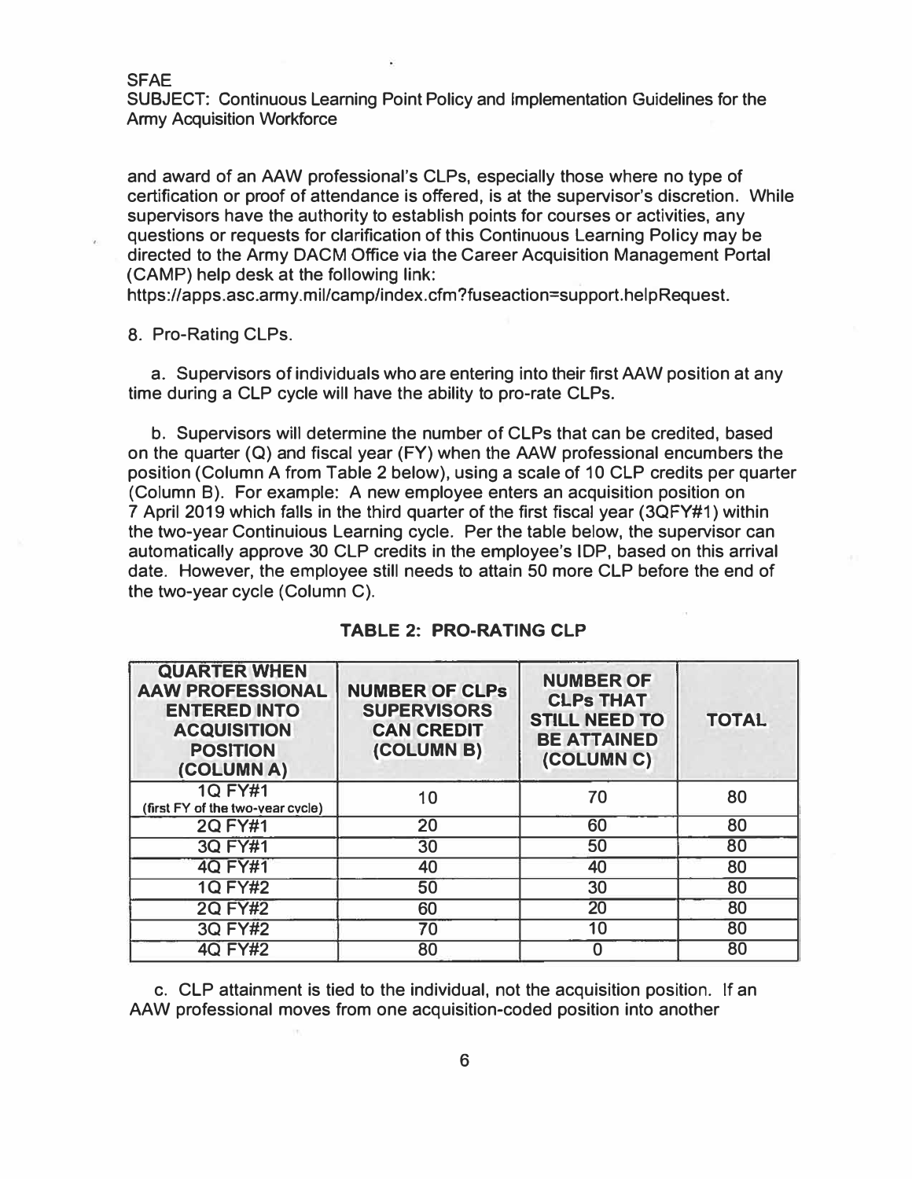SFAE
SUBJECT: Continuous Learning Point Policy and Implementation Guidelines for the Army Acquisition Workforce

and award of an AAW professional's CLPs, especially those where no type of certification or proof of attendance is offered, is at the supervisor's discretion. While supervisors have the authority to establish points for courses or activities, any questions or requests for clarification of this Continuous Learning Policy may be directed to the Army DACM Office via the Career Acquisition Management Portal (CAMP) help desk at the following link: https://apps.asc.army.mil/camp/index.cfm?fuseaction=support.helpRequest.

8. Pro-Rating CLPs.

a. Supervisors of individuals who are entering into their first AAW position at any time during a CLP cycle will have the ability to pro-rate CLPs.

b. Supervisors will determine the number of CLPs that can be credited, based on the quarter (Q) and fiscal year (FY) when the AAW professional encumbers the position (Column A from Table 2 below), using a scale of 10 CLP credits per quarter (Column B). For example: A new employee enters an acquisition position on 7 April 2019 which falls in the third quarter of the first fiscal year (3QFY#1) within the two-year Continuious Learning cycle. Per the table below, the supervisor can automatically approve 30 CLP credits in the employee's IDP, based on this arrival date. However, the employee still needs to attain 50 more CLP before the end of the two-year cycle (Column C).

**TABLE 2: PRO-RATING CLP**

| QUARTER WHEN AAW PROFESSIONAL ENTERED INTO ACQUISITION POSITION (COLUMN A) | NUMBER OF CLPs SUPERVISORS CAN CREDIT (COLUMN B) | NUMBER OF CLPs THAT STILL NEED TO BE ATTAINED (COLUMN C) | TOTAL |
|---|---|---|---|
| 1Q FY#1 (first FY of the two-year cycle) | 10 | 70 | 80 |
| 2Q FY#1 | 20 | 60 | 80 |
| 3Q FY#1 | 30 | 50 | 80 |
| 4Q FY#1 | 40 | 40 | 80 |
| 1Q FY#2 | 50 | 30 | 80 |
| 2Q FY#2 | 60 | 20 | 80 |
| 3Q FY#2 | 70 | 10 | 80 |
| 4Q FY#2 | 80 | 0 | 80 |

c. CLP attainment is tied to the individual, not the acquisition position. If an AAW professional moves from one acquisition-coded position into another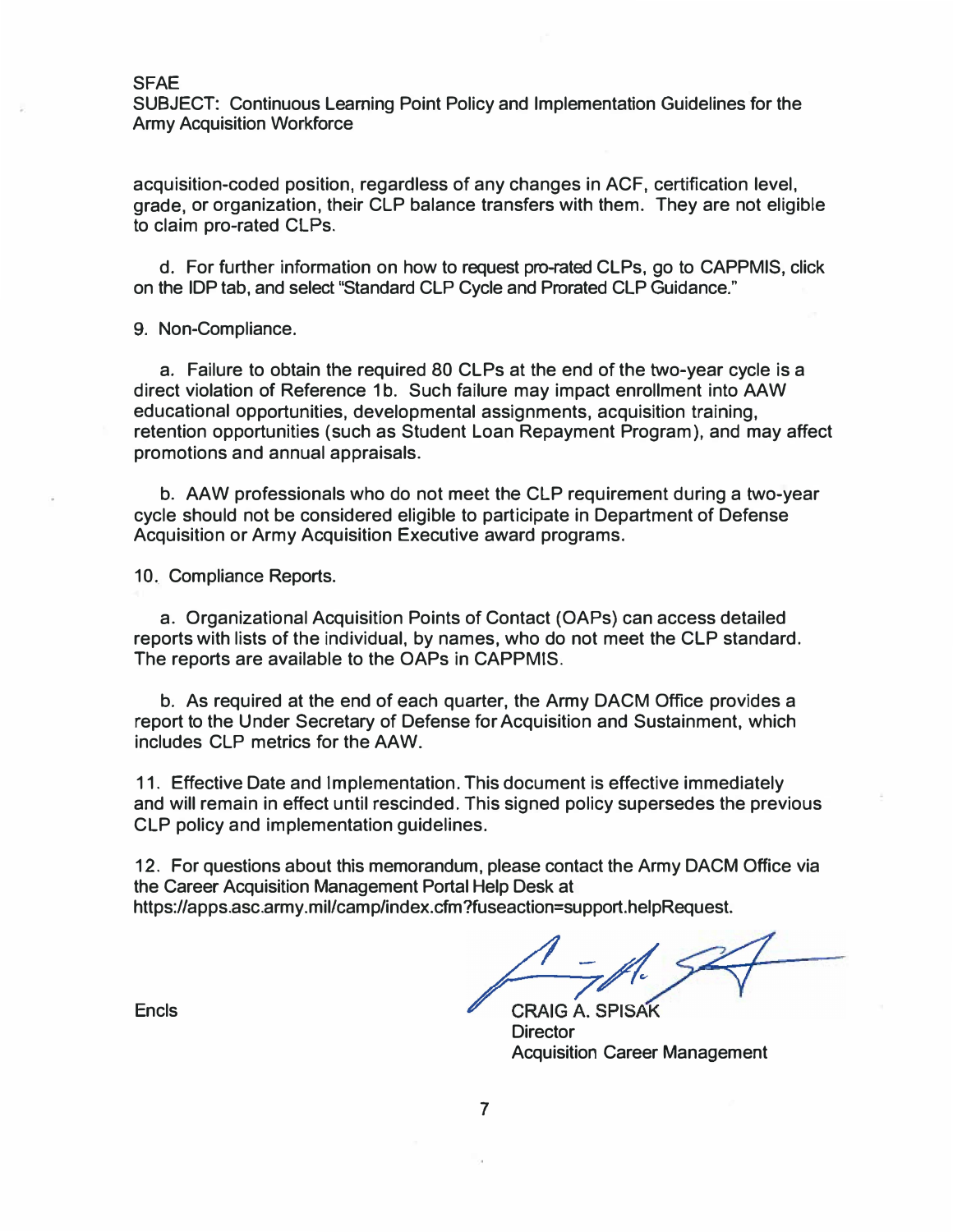acquisition-coded position, regardless of any changes in ACF, certification level, grade, or organization, their CLP balance transfers with them. They are not eligible to claim pro-rated CLPs.

d. For further information on how to request pro-rated CLPs, go to CAPPMIS, click on the IDP tab, and select "Standard CLP Cycle and Prorated CLP Guidance."

9. Non-Compliance.

a. Failure to obtain the required 80 CLPs at the end of the two-year cycle is a direct violation of Reference 1b. Such failure may impact enrollment into AAW educational opportunities, developmental assignments, acquisition training, retention opportunities (such as Student Loan Repayment Program), and may affect promotions and annual appraisals.

b. AAW professionals who do not meet the CLP requirement during a two-year cycle should not be considered eligible to participate in Department of Defense Acquisition or Army Acquisition Executive award programs.

10. Compliance Reports.

a. Organizational Acquisition Points of Contact (OAPs) can access detailed reports with lists of the individual, by names, who do not meet the CLP standard. The reports are available to the OAPs in CAPPMIS.

b. As required at the end of each quarter, the Army DACM Office provides a report to the Under Secretary of Defense for Acquisition and Sustainment, which includes CLP metrics for the AAW.

11. Effective Date and Implementation. This document is effective immediately and will remain in effect until rescinded. This signed policy supersedes the previous CLP policy and implementation guidelines.

12. For questions about this memorandum, please contact the Army DACM Office via the Career Acquisition Management Portal Help Desk at https://apps.asc.army.mil/camp/index.cfm?fuseaction=support.helpRequest.

Encls

CRAIG A. SPISAK
Director
Acquisition Career Management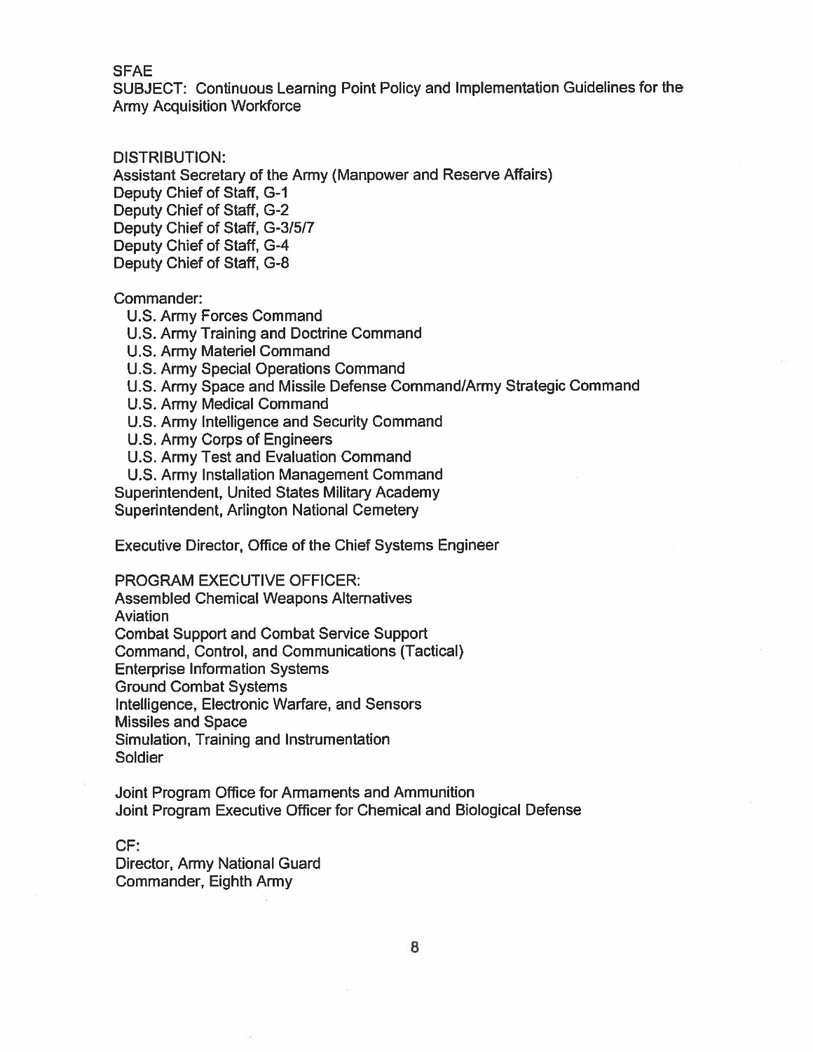SFAE
SUBJECT: Continuous Learning Point Policy and Implementation Guidelines for the Army Acquisition Workforce

DISTRIBUTION:
Assistant Secretary of the Army (Manpower and Reserve Affairs)
Deputy Chief of Staff, G-1
Deputy Chief of Staff, G-2
Deputy Chief of Staff, G-3/5/7
Deputy Chief of Staff, G-4
Deputy Chief of Staff, G-8

Commander:
- U.S. Army Forces Command
- U.S. Army Training and Doctrine Command
- U.S. Army Materiel Command
- U.S. Army Special Operations Command
- U.S. Army Space and Missile Defense Command/Army Strategic Command
- U.S. Army Medical Command
- U.S. Army Intelligence and Security Command
- U.S. Army Corps of Engineers
- U.S. Army Test and Evaluation Command
- U.S. Army Installation Management Command

Superintendent, United States Military Academy
Superintendent, Arlington National Cemetery

Executive Director, Office of the Chief Systems Engineer

PROGRAM EXECUTIVE OFFICER:
Assembled Chemical Weapons Alternatives
Aviation
Combat Support and Combat Service Support
Command, Control, and Communications (Tactical)
Enterprise Information Systems
Ground Combat Systems
Intelligence, Electronic Warfare, and Sensors
Missiles and Space
Simulation, Training and Instrumentation
Soldier

Joint Program Office for Armaments and Ammunition
Joint Program Executive Officer for Chemical and Biological Defense

CF:
Director, Army National Guard
Commander, Eighth Army